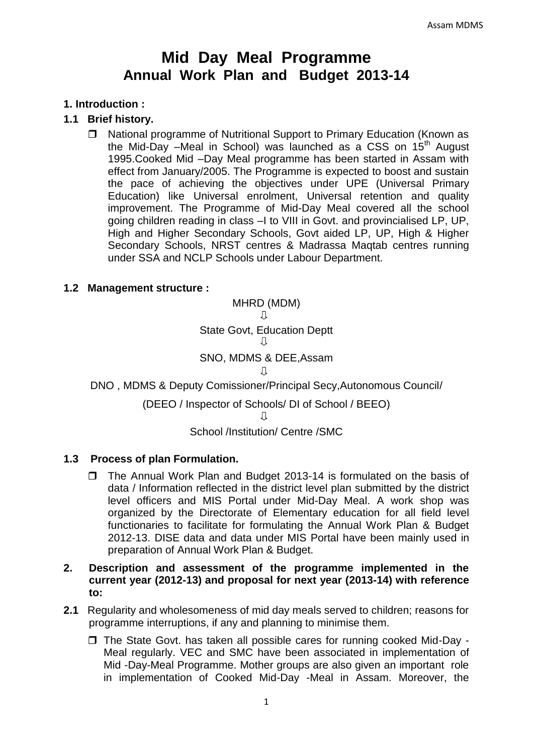# Mid Day Meal Programme
## Annual Work Plan and Budget 2013-14

### 1. Introduction :

### 1.1 Brief history.

- National programme of Nutritional Support to Primary Education (Known as the Mid-Day –Meal in School) was launched as a CSS on 15th August 1995.Cooked Mid –Day Meal programme has been started in Assam with effect from January/2005. The Programme is expected to boost and sustain the pace of achieving the objectives under UPE (Universal Primary Education) like Universal enrolment, Universal retention and quality improvement. The Programme of Mid-Day Meal covered all the school going children reading in class –I to VIII in Govt. and provincialised LP, UP, High and Higher Secondary Schools, Govt aided LP, UP, High & Higher Secondary Schools, NRST centres & Madrassa Maqtab centres running under SSA and NCLP Schools under Labour Department.

### 1.2 Management structure :

MHRD (MDM)

⇩

State Govt, Education Deptt

⇩

SNO, MDMS & DEE,Assam

⇩

DNO , MDMS & Deputy Comissioner/Principal Secy,Autonomous Council/

(DEEO / Inspector of Schools/ DI of School / BEEO)

⇩

School /Institution/ Centre /SMC

### 1.3 Process of plan Formulation.

- The Annual Work Plan and Budget 2013-14 is formulated on the basis of data / Information reflected in the district level plan submitted by the district level officers and MIS Portal under Mid-Day Meal. A work shop was organized by the Directorate of Elementary education for all field level functionaries to facilitate for formulating the Annual Work Plan & Budget 2012-13. DISE data and data under MIS Portal have been mainly used in preparation of Annual Work Plan & Budget.

### 2. Description and assessment of the programme implemented in the current year (2012-13) and proposal for next year (2013-14) with reference to:

**2.1** Regularity and wholesomeness of mid day meals served to children; reasons for programme interruptions, if any and planning to minimise them.

- The State Govt. has taken all possible cares for running cooked Mid-Day -Meal regularly. VEC and SMC have been associated in implementation of Mid -Day-Meal Programme. Mother groups are also given an important role in implementation of Cooked Mid-Day -Meal in Assam. Moreover, the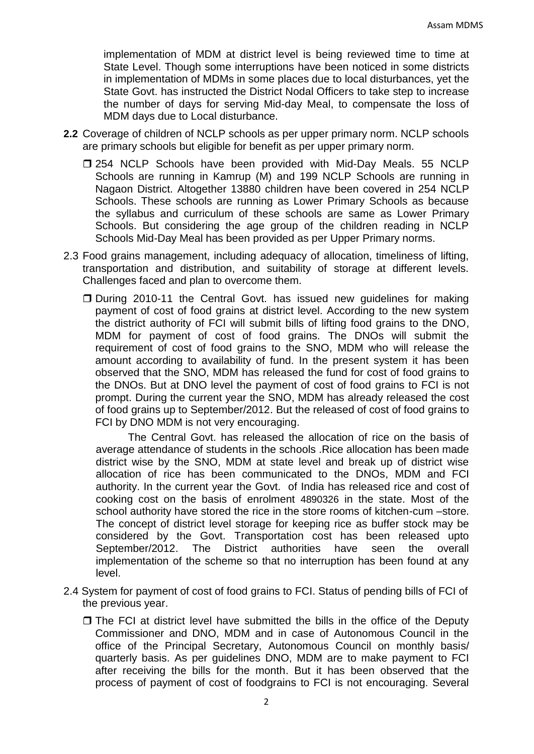implementation of MDM at district level is being reviewed time to time at State Level. Though some interruptions have been noticed in some districts in implementation of MDMs in some places due to local disturbances, yet the State Govt. has instructed the District Nodal Officers to take step to increase the number of days for serving Mid-day Meal, to compensate the loss of MDM days due to Local disturbance.

**2.2** Coverage of children of NCLP schools as per upper primary norm. NCLP schools are primary schools but eligible for benefit as per upper primary norm.

- 254 NCLP Schools have been provided with Mid-Day Meals. 55 NCLP Schools are running in Kamrup (M) and 199 NCLP Schools are running in Nagaon District. Altogether 13880 children have been covered in 254 NCLP Schools. These schools are running as Lower Primary Schools as because the syllabus and curriculum of these schools are same as Lower Primary Schools. But considering the age group of the children reading in NCLP Schools Mid-Day Meal has been provided as per Upper Primary norms.

2.3 Food grains management, including adequacy of allocation, timeliness of lifting, transportation and distribution, and suitability of storage at different levels. Challenges faced and plan to overcome them.

- During 2010-11 the Central Govt. has issued new guidelines for making payment of cost of food grains at district level. According to the new system the district authority of FCI will submit bills of lifting food grains to the DNO, MDM for payment of cost of food grains. The DNOs will submit the requirement of cost of food grains to the SNO, MDM who will release the amount according to availability of fund. In the present system it has been observed that the SNO, MDM has released the fund for cost of food grains to the DNOs. But at DNO level the payment of cost of food grains to FCI is not prompt. During the current year the SNO, MDM has already released the cost of food grains up to September/2012. But the released of cost of food grains to FCI by DNO MDM is not very encouraging.

  The Central Govt. has released the allocation of rice on the basis of average attendance of students in the schools .Rice allocation has been made district wise by the SNO, MDM at state level and break up of district wise allocation of rice has been communicated to the DNOs, MDM and FCI authority. In the current year the Govt. of India has released rice and cost of cooking cost on the basis of enrolment 4890326 in the state. Most of the school authority have stored the rice in the store rooms of kitchen-cum –store. The concept of district level storage for keeping rice as buffer stock may be considered by the Govt. Transportation cost has been released upto September/2012. The District authorities have seen the overall implementation of the scheme so that no interruption has been found at any level.

2.4 System for payment of cost of food grains to FCI. Status of pending bills of FCI of the previous year.

- The FCI at district level have submitted the bills in the office of the Deputy Commissioner and DNO, MDM and in case of Autonomous Council in the office of the Principal Secretary, Autonomous Council on monthly basis/ quarterly basis. As per guidelines DNO, MDM are to make payment to FCI after receiving the bills for the month. But it has been observed that the process of payment of cost of foodgrains to FCI is not encouraging. Several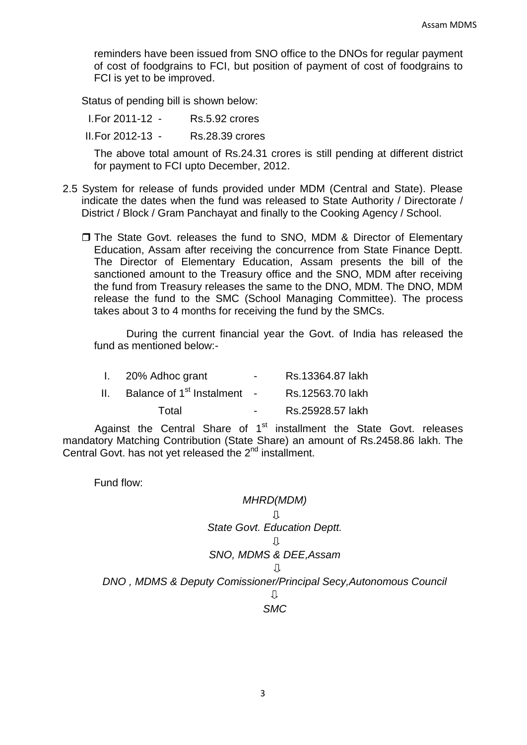reminders have been issued from SNO office to the DNOs for regular payment of cost of foodgrains to FCI, but position of payment of cost of foodgrains to FCI is yet to be improved.

Status of pending bill is shown below:

I. For 2011-12 - Rs.5.92 crores

II. For 2012-13 - Rs.28.39 crores

The above total amount of Rs.24.31 crores is still pending at different district for payment to FCI upto December, 2012.

2.5 System for release of funds provided under MDM (Central and State). Please indicate the dates when the fund was released to State Authority / Directorate / District / Block / Gram Panchayat and finally to the Cooking Agency / School.

- ❒ The State Govt. releases the fund to SNO, MDM & Director of Elementary Education, Assam after receiving the concurrence from State Finance Deptt. The Director of Elementary Education, Assam presents the bill of the sanctioned amount to the Treasury office and the SNO, MDM after receiving the fund from Treasury releases the same to the DNO, MDM. The DNO, MDM release the fund to the SMC (School Managing Committee). The process takes about 3 to 4 months for receiving the fund by the SMCs.

During the current financial year the Govt. of India has released the fund as mentioned below:-

| | | | |
|---|---|---|---|
| I. | 20% Adhoc grant | - | Rs.13364.87 lakh |
| II. | Balance of 1st Instalment | - | Rs.12563.70 lakh |
| | Total | - | Rs.25928.57 lakh |

Against the Central Share of 1st installment the State Govt. releases mandatory Matching Contribution (State Share) an amount of Rs.2458.86 lakh. The Central Govt. has not yet released the 2nd installment.

Fund flow:

*MHRD(MDM)*

⇩

*State Govt. Education Deptt.*

⇩

*SNO, MDMS & DEE,Assam*

⇩

*DNO , MDMS & Deputy Comissioner/Principal Secy,Autonomous Council*

⇩

*SMC*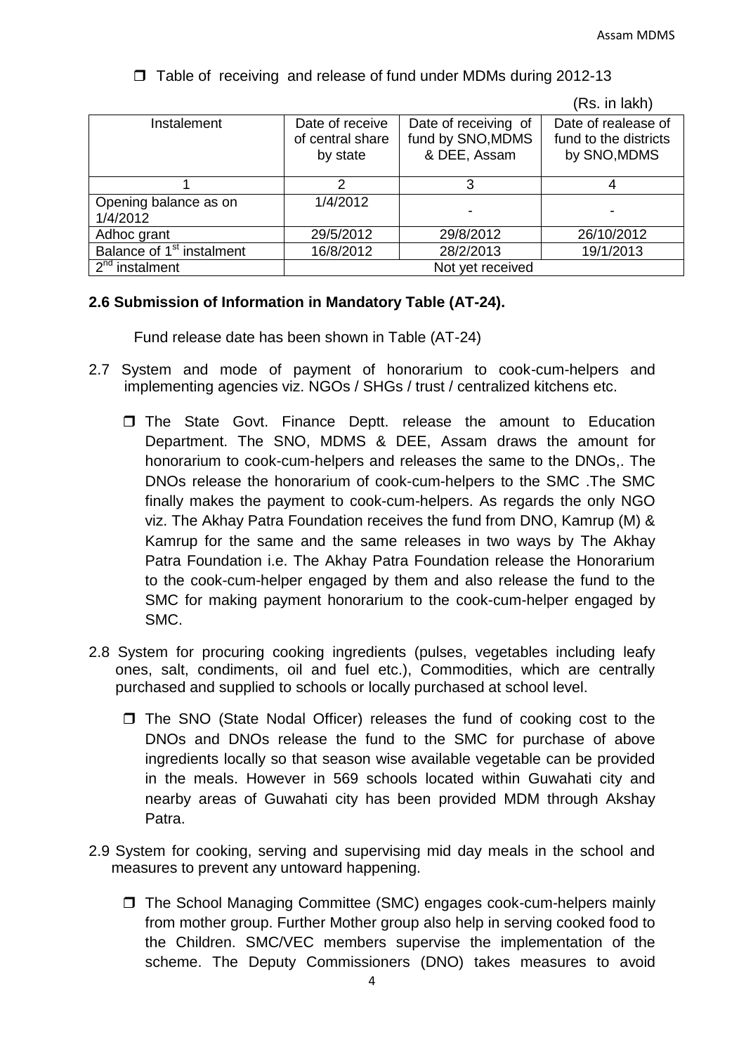- Table of receiving and release of fund under MDMs during 2012-13

(Rs. in lakh)

| Instalement | Date of receive of central share by state | Date of receiving of fund by SNO,MDMS & DEE, Assam | Date of realease of fund to the districts by SNO,MDMS |
|---|---|---|---|
| 1 | 2 | 3 | 4 |
| Opening balance as on 1/4/2012 | 1/4/2012 | - | - |
| Adhoc grant | 29/5/2012 | 29/8/2012 | 26/10/2012 |
| Balance of 1st instalment | 16/8/2012 | 28/2/2013 | 19/1/2013 |
| 2nd instalment | Not yet received | | |

**2.6 Submission of Information in Mandatory Table (AT-24).**

Fund release date has been shown in Table (AT-24)

2.7 System and mode of payment of honorarium to cook-cum-helpers and implementing agencies viz. NGOs / SHGs / trust / centralized kitchens etc.

- The State Govt. Finance Deptt. release the amount to Education Department. The SNO, MDMS & DEE, Assam draws the amount for honorarium to cook-cum-helpers and releases the same to the DNOs,. The DNOs release the honorarium of cook-cum-helpers to the SMC .The SMC finally makes the payment to cook-cum-helpers. As regards the only NGO viz. The Akhay Patra Foundation receives the fund from DNO, Kamrup (M) & Kamrup for the same and the same releases in two ways by The Akhay Patra Foundation i.e. The Akhay Patra Foundation release the Honorarium to the cook-cum-helper engaged by them and also release the fund to the SMC for making payment honorarium to the cook-cum-helper engaged by SMC.

2.8 System for procuring cooking ingredients (pulses, vegetables including leafy ones, salt, condiments, oil and fuel etc.), Commodities, which are centrally purchased and supplied to schools or locally purchased at school level.

- The SNO (State Nodal Officer) releases the fund of cooking cost to the DNOs and DNOs release the fund to the SMC for purchase of above ingredients locally so that season wise available vegetable can be provided in the meals. However in 569 schools located within Guwahati city and nearby areas of Guwahati city has been provided MDM through Akshay Patra.

2.9 System for cooking, serving and supervising mid day meals in the school and measures to prevent any untoward happening.

- The School Managing Committee (SMC) engages cook-cum-helpers mainly from mother group. Further Mother group also help in serving cooked food to the Children. SMC/VEC members supervise the implementation of the scheme. The Deputy Commissioners (DNO) takes measures to avoid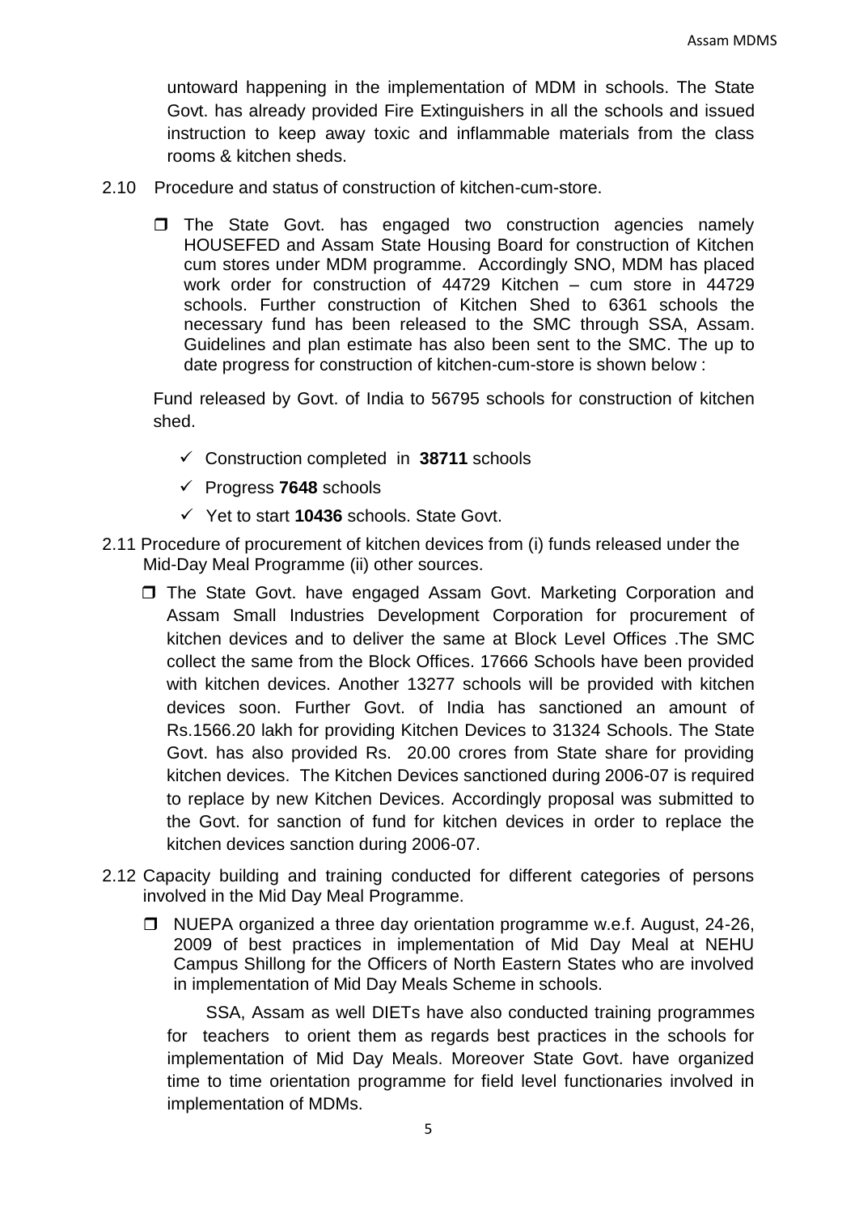untoward happening in the implementation of MDM in schools. The State Govt. has already provided Fire Extinguishers in all the schools and issued instruction to keep away toxic and inflammable materials from the class rooms & kitchen sheds.

2.10 Procedure and status of construction of kitchen-cum-store.

- The State Govt. has engaged two construction agencies namely HOUSEFED and Assam State Housing Board for construction of Kitchen cum stores under MDM programme. Accordingly SNO, MDM has placed work order for construction of 44729 Kitchen – cum store in 44729 schools. Further construction of Kitchen Shed to 6361 schools the necessary fund has been released to the SMC through SSA, Assam. Guidelines and plan estimate has also been sent to the SMC. The up to date progress for construction of kitchen-cum-store is shown below :

Fund released by Govt. of India to 56795 schools for construction of kitchen shed.

- ✓ Construction completed in **38711** schools
- ✓ Progress **7648** schools
- ✓ Yet to start **10436** schools. State Govt.

2.11 Procedure of procurement of kitchen devices from (i) funds released under the Mid-Day Meal Programme (ii) other sources.

- The State Govt. have engaged Assam Govt. Marketing Corporation and Assam Small Industries Development Corporation for procurement of kitchen devices and to deliver the same at Block Level Offices .The SMC collect the same from the Block Offices. 17666 Schools have been provided with kitchen devices. Another 13277 schools will be provided with kitchen devices soon. Further Govt. of India has sanctioned an amount of Rs.1566.20 lakh for providing Kitchen Devices to 31324 Schools. The State Govt. has also provided Rs. 20.00 crores from State share for providing kitchen devices. The Kitchen Devices sanctioned during 2006-07 is required to replace by new Kitchen Devices. Accordingly proposal was submitted to the Govt. for sanction of fund for kitchen devices in order to replace the kitchen devices sanction during 2006-07.

2.12 Capacity building and training conducted for different categories of persons involved in the Mid Day Meal Programme.

- NUEPA organized a three day orientation programme w.e.f. August, 24-26, 2009 of best practices in implementation of Mid Day Meal at NEHU Campus Shillong for the Officers of North Eastern States who are involved in implementation of Mid Day Meals Scheme in schools.

  SSA, Assam as well DIETs have also conducted training programmes for teachers to orient them as regards best practices in the schools for implementation of Mid Day Meals. Moreover State Govt. have organized time to time orientation programme for field level functionaries involved in implementation of MDMs.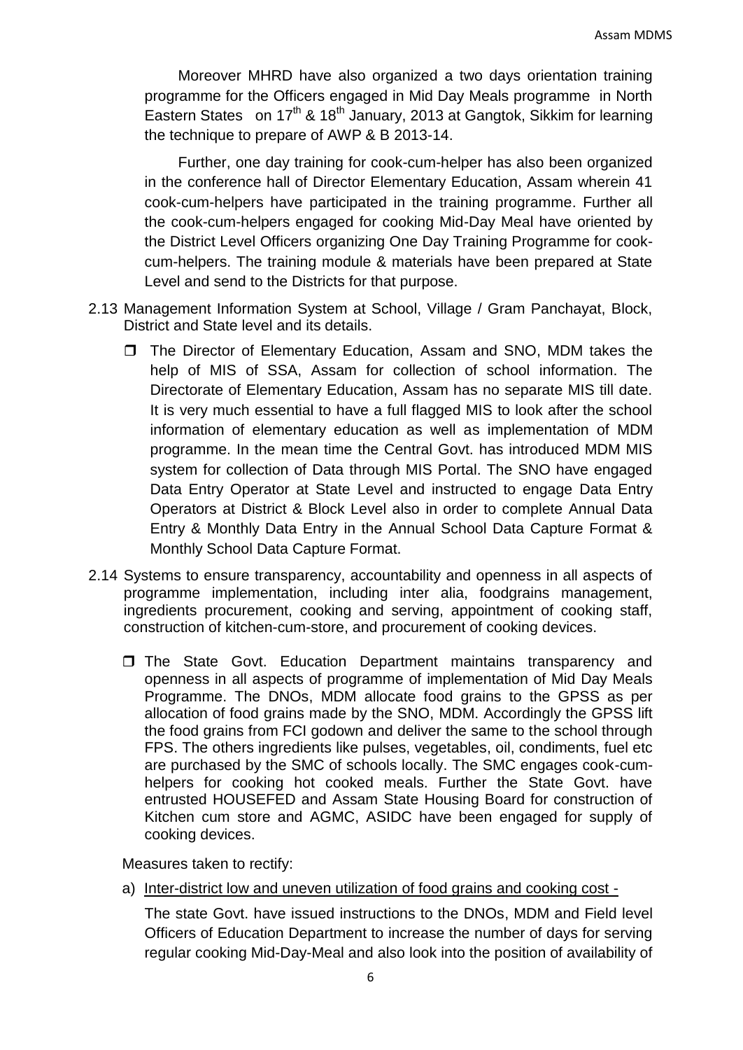Moreover MHRD have also organized a two days orientation training programme for the Officers engaged in Mid Day Meals programme in North Eastern States on 17th & 18th January, 2013 at Gangtok, Sikkim for learning the technique to prepare of AWP & B 2013-14.

Further, one day training for cook-cum-helper has also been organized in the conference hall of Director Elementary Education, Assam wherein 41 cook-cum-helpers have participated in the training programme. Further all the cook-cum-helpers engaged for cooking Mid-Day Meal have oriented by the District Level Officers organizing One Day Training Programme for cook-cum-helpers. The training module & materials have been prepared at State Level and send to the Districts for that purpose.

2.13 Management Information System at School, Village / Gram Panchayat, Block, District and State level and its details.

- The Director of Elementary Education, Assam and SNO, MDM takes the help of MIS of SSA, Assam for collection of school information. The Directorate of Elementary Education, Assam has no separate MIS till date. It is very much essential to have a full flagged MIS to look after the school information of elementary education as well as implementation of MDM programme. In the mean time the Central Govt. has introduced MDM MIS system for collection of Data through MIS Portal. The SNO have engaged Data Entry Operator at State Level and instructed to engage Data Entry Operators at District & Block Level also in order to complete Annual Data Entry & Monthly Data Entry in the Annual School Data Capture Format & Monthly School Data Capture Format.

2.14 Systems to ensure transparency, accountability and openness in all aspects of programme implementation, including inter alia, foodgrains management, ingredients procurement, cooking and serving, appointment of cooking staff, construction of kitchen-cum-store, and procurement of cooking devices.

- The State Govt. Education Department maintains transparency and openness in all aspects of programme of implementation of Mid Day Meals Programme. The DNOs, MDM allocate food grains to the GPSS as per allocation of food grains made by the SNO, MDM. Accordingly the GPSS lift the food grains from FCI godown and deliver the same to the school through FPS. The others ingredients like pulses, vegetables, oil, condiments, fuel etc are purchased by the SMC of schools locally. The SMC engages cook-cum-helpers for cooking hot cooked meals. Further the State Govt. have entrusted HOUSEFED and Assam State Housing Board for construction of Kitchen cum store and AGMC, ASIDC have been engaged for supply of cooking devices.

Measures taken to rectify:

a) Inter-district low and uneven utilization of food grains and cooking cost -

The state Govt. have issued instructions to the DNOs, MDM and Field level Officers of Education Department to increase the number of days for serving regular cooking Mid-Day-Meal and also look into the position of availability of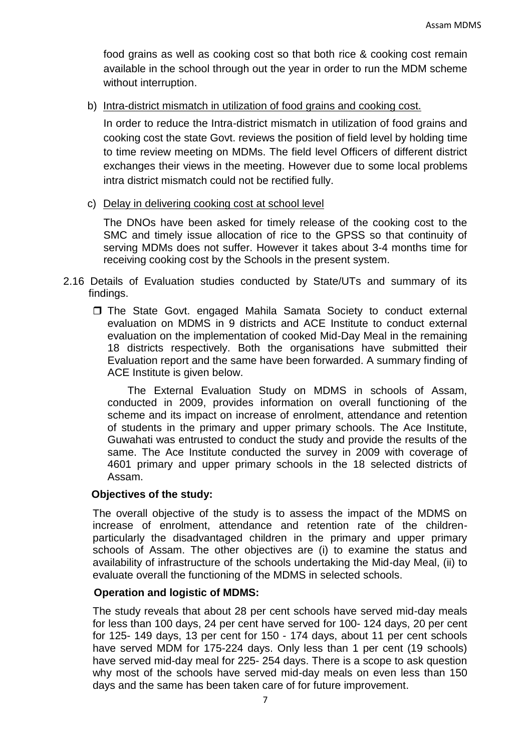food grains as well as cooking cost so that both rice & cooking cost remain available in the school through out the year in order to run the MDM scheme without interruption.

b) Intra-district mismatch in utilization of food grains and cooking cost.

In order to reduce the Intra-district mismatch in utilization of food grains and cooking cost the state Govt. reviews the position of field level by holding time to time review meeting on MDMs. The field level Officers of different district exchanges their views in the meeting. However due to some local problems intra district mismatch could not be rectified fully.

c) Delay in delivering cooking cost at school level

The DNOs have been asked for timely release of the cooking cost to the SMC and timely issue allocation of rice to the GPSS so that continuity of serving MDMs does not suffer. However it takes about 3-4 months time for receiving cooking cost by the Schools in the present system.

2.16 Details of Evaluation studies conducted by State/UTs and summary of its findings.

- The State Govt. engaged Mahila Samata Society to conduct external evaluation on MDMS in 9 districts and ACE Institute to conduct external evaluation on the implementation of cooked Mid-Day Meal in the remaining 18 districts respectively. Both the organisations have submitted their Evaluation report and the same have been forwarded. A summary finding of ACE Institute is given below.

  The External Evaluation Study on MDMS in schools of Assam, conducted in 2009, provides information on overall functioning of the scheme and its impact on increase of enrolment, attendance and retention of students in the primary and upper primary schools. The Ace Institute, Guwahati was entrusted to conduct the study and provide the results of the same. The Ace Institute conducted the survey in 2009 with coverage of 4601 primary and upper primary schools in the 18 selected districts of Assam.

**Objectives of the study:**

The overall objective of the study is to assess the impact of the MDMS on increase of enrolment, attendance and retention rate of the children-particularly the disadvantaged children in the primary and upper primary schools of Assam. The other objectives are (i) to examine the status and availability of infrastructure of the schools undertaking the Mid-day Meal, (ii) to evaluate overall the functioning of the MDMS in selected schools.

**Operation and logistic of MDMS:**

The study reveals that about 28 per cent schools have served mid-day meals for less than 100 days, 24 per cent have served for 100- 124 days, 20 per cent for 125- 149 days, 13 per cent for 150 - 174 days, about 11 per cent schools have served MDM for 175-224 days. Only less than 1 per cent (19 schools) have served mid-day meal for 225- 254 days. There is a scope to ask question why most of the schools have served mid-day meals on even less than 150 days and the same has been taken care of for future improvement.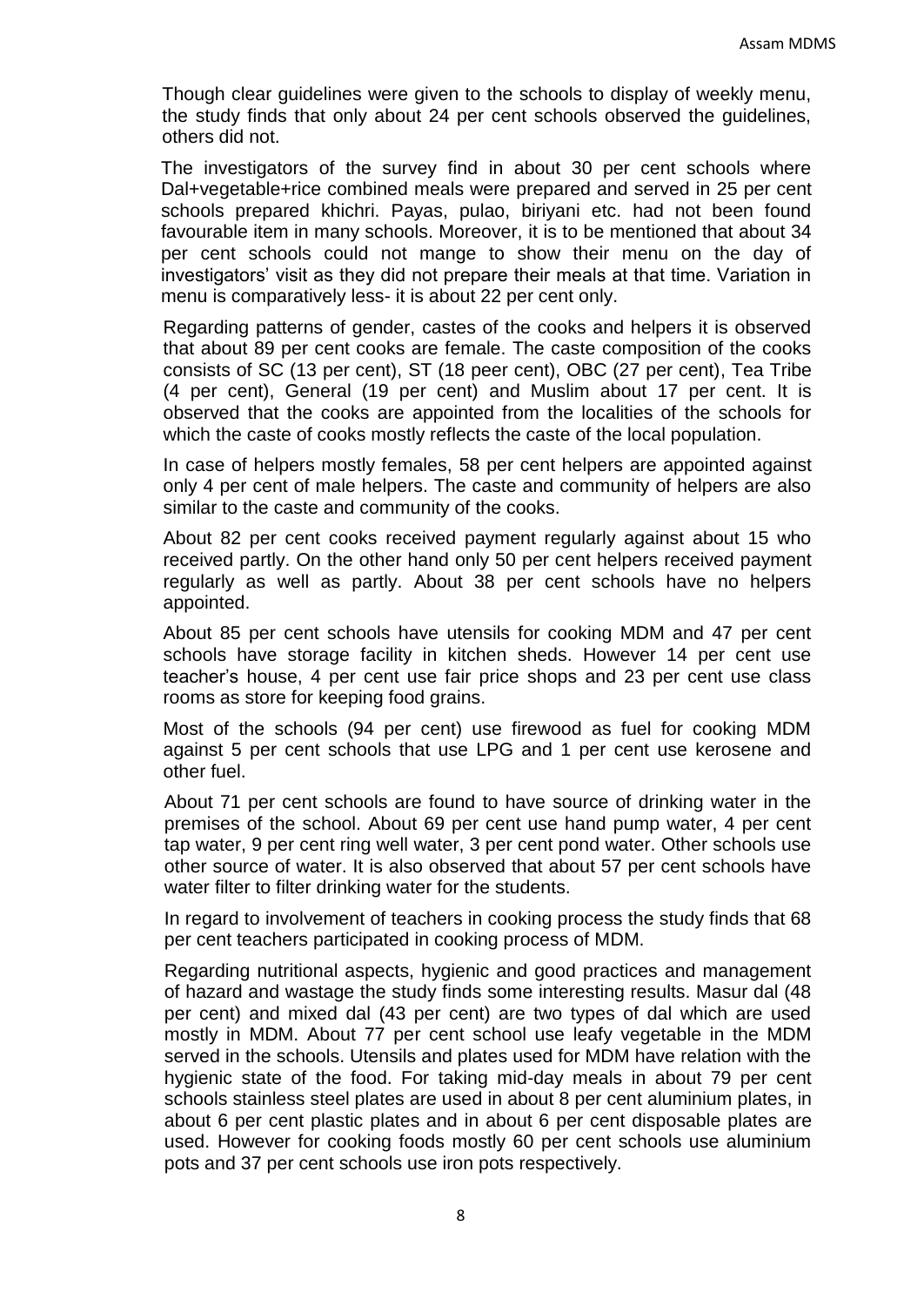Though clear guidelines were given to the schools to display of weekly menu, the study finds that only about 24 per cent schools observed the guidelines, others did not.

The investigators of the survey find in about 30 per cent schools where Dal+vegetable+rice combined meals were prepared and served in 25 per cent schools prepared khichri. Payas, pulao, biriyani etc. had not been found favourable item in many schools. Moreover, it is to be mentioned that about 34 per cent schools could not mange to show their menu on the day of investigators' visit as they did not prepare their meals at that time. Variation in menu is comparatively less- it is about 22 per cent only.

Regarding patterns of gender, castes of the cooks and helpers it is observed that about 89 per cent cooks are female. The caste composition of the cooks consists of SC (13 per cent), ST (18 peer cent), OBC (27 per cent), Tea Tribe (4 per cent), General (19 per cent) and Muslim about 17 per cent. It is observed that the cooks are appointed from the localities of the schools for which the caste of cooks mostly reflects the caste of the local population.

In case of helpers mostly females, 58 per cent helpers are appointed against only 4 per cent of male helpers. The caste and community of helpers are also similar to the caste and community of the cooks.

About 82 per cent cooks received payment regularly against about 15 who received partly. On the other hand only 50 per cent helpers received payment regularly as well as partly. About 38 per cent schools have no helpers appointed.

About 85 per cent schools have utensils for cooking MDM and 47 per cent schools have storage facility in kitchen sheds. However 14 per cent use teacher's house, 4 per cent use fair price shops and 23 per cent use class rooms as store for keeping food grains.

Most of the schools (94 per cent) use firewood as fuel for cooking MDM against 5 per cent schools that use LPG and 1 per cent use kerosene and other fuel.

About 71 per cent schools are found to have source of drinking water in the premises of the school. About 69 per cent use hand pump water, 4 per cent tap water, 9 per cent ring well water, 3 per cent pond water. Other schools use other source of water. It is also observed that about 57 per cent schools have water filter to filter drinking water for the students.

In regard to involvement of teachers in cooking process the study finds that 68 per cent teachers participated in cooking process of MDM.

Regarding nutritional aspects, hygienic and good practices and management of hazard and wastage the study finds some interesting results. Masur dal (48 per cent) and mixed dal (43 per cent) are two types of dal which are used mostly in MDM. About 77 per cent school use leafy vegetable in the MDM served in the schools. Utensils and plates used for MDM have relation with the hygienic state of the food. For taking mid-day meals in about 79 per cent schools stainless steel plates are used in about 8 per cent aluminium plates, in about 6 per cent plastic plates and in about 6 per cent disposable plates are used. However for cooking foods mostly 60 per cent schools use aluminium pots and 37 per cent schools use iron pots respectively.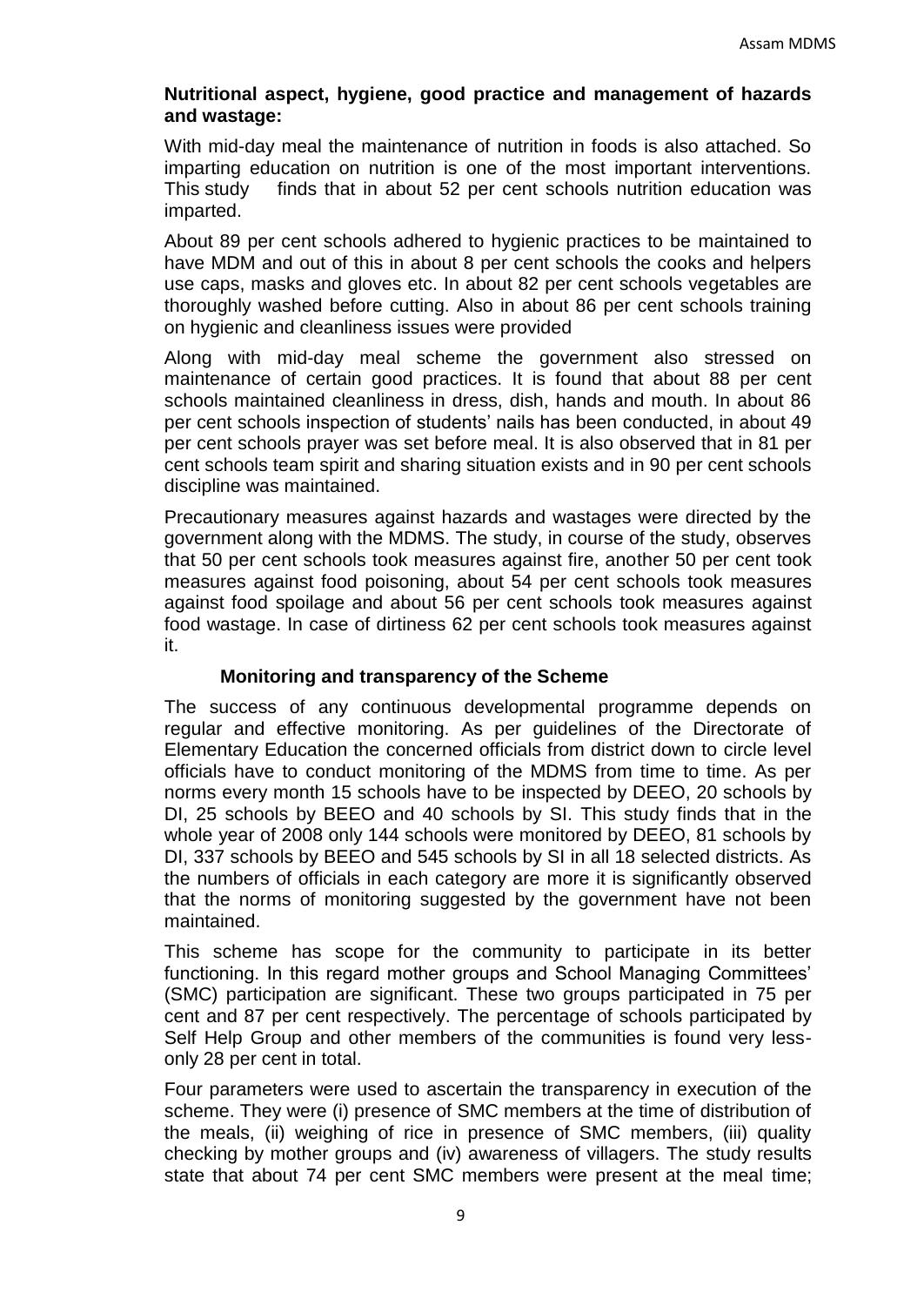**Nutritional aspect, hygiene, good practice and management of hazards and wastage:**

With mid-day meal the maintenance of nutrition in foods is also attached. So imparting education on nutrition is one of the most important interventions. This study finds that in about 52 per cent schools nutrition education was imparted.

About 89 per cent schools adhered to hygienic practices to be maintained to have MDM and out of this in about 8 per cent schools the cooks and helpers use caps, masks and gloves etc. In about 82 per cent schools vegetables are thoroughly washed before cutting. Also in about 86 per cent schools training on hygienic and cleanliness issues were provided

Along with mid-day meal scheme the government also stressed on maintenance of certain good practices. It is found that about 88 per cent schools maintained cleanliness in dress, dish, hands and mouth. In about 86 per cent schools inspection of students' nails has been conducted, in about 49 per cent schools prayer was set before meal. It is also observed that in 81 per cent schools team spirit and sharing situation exists and in 90 per cent schools discipline was maintained.

Precautionary measures against hazards and wastages were directed by the government along with the MDMS. The study, in course of the study, observes that 50 per cent schools took measures against fire, another 50 per cent took measures against food poisoning, about 54 per cent schools took measures against food spoilage and about 56 per cent schools took measures against food wastage. In case of dirtiness 62 per cent schools took measures against it.

**Monitoring and transparency of the Scheme**

The success of any continuous developmental programme depends on regular and effective monitoring. As per guidelines of the Directorate of Elementary Education the concerned officials from district down to circle level officials have to conduct monitoring of the MDMS from time to time. As per norms every month 15 schools have to be inspected by DEEO, 20 schools by DI, 25 schools by BEEO and 40 schools by SI. This study finds that in the whole year of 2008 only 144 schools were monitored by DEEO, 81 schools by DI, 337 schools by BEEO and 545 schools by SI in all 18 selected districts. As the numbers of officials in each category are more it is significantly observed that the norms of monitoring suggested by the government have not been maintained.

This scheme has scope for the community to participate in its better functioning. In this regard mother groups and School Managing Committees' (SMC) participation are significant. These two groups participated in 75 per cent and 87 per cent respectively. The percentage of schools participated by Self Help Group and other members of the communities is found very less-only 28 per cent in total.

Four parameters were used to ascertain the transparency in execution of the scheme. They were (i) presence of SMC members at the time of distribution of the meals, (ii) weighing of rice in presence of SMC members, (iii) quality checking by mother groups and (iv) awareness of villagers. The study results state that about 74 per cent SMC members were present at the meal time;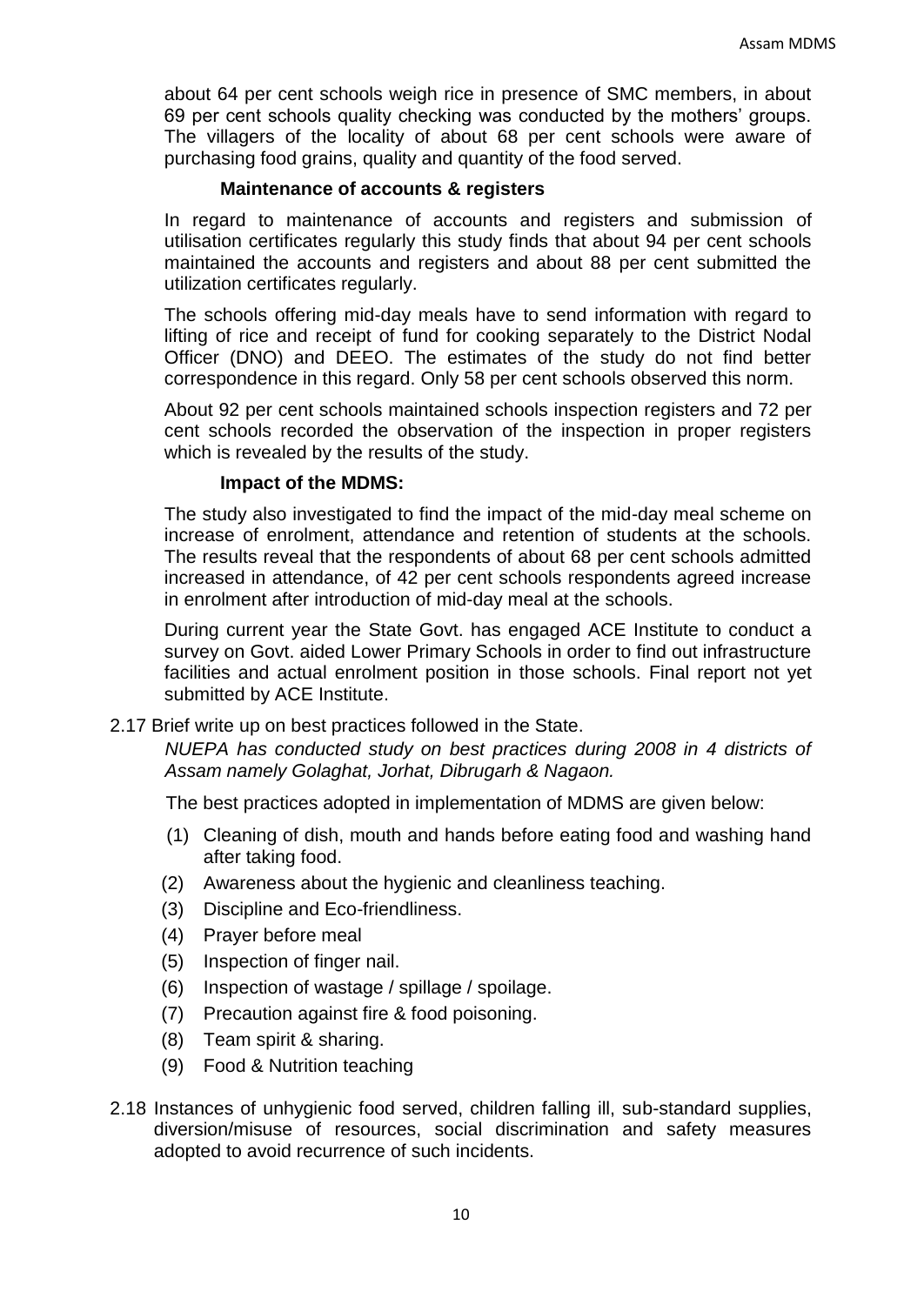about 64 per cent schools weigh rice in presence of SMC members, in about 69 per cent schools quality checking was conducted by the mothers' groups. The villagers of the locality of about 68 per cent schools were aware of purchasing food grains, quality and quantity of the food served.

**Maintenance of accounts & registers**

In regard to maintenance of accounts and registers and submission of utilisation certificates regularly this study finds that about 94 per cent schools maintained the accounts and registers and about 88 per cent submitted the utilization certificates regularly.

The schools offering mid-day meals have to send information with regard to lifting of rice and receipt of fund for cooking separately to the District Nodal Officer (DNO) and DEEO. The estimates of the study do not find better correspondence in this regard. Only 58 per cent schools observed this norm.

About 92 per cent schools maintained schools inspection registers and 72 per cent schools recorded the observation of the inspection in proper registers which is revealed by the results of the study.

**Impact of the MDMS:**

The study also investigated to find the impact of the mid-day meal scheme on increase of enrolment, attendance and retention of students at the schools. The results reveal that the respondents of about 68 per cent schools admitted increased in attendance, of 42 per cent schools respondents agreed increase in enrolment after introduction of mid-day meal at the schools.

During current year the State Govt. has engaged ACE Institute to conduct a survey on Govt. aided Lower Primary Schools in order to find out infrastructure facilities and actual enrolment position in those schools. Final report not yet submitted by ACE Institute.

2.17 Brief write up on best practices followed in the State.

*NUEPA has conducted study on best practices during 2008 in 4 districts of Assam namely Golaghat, Jorhat, Dibrugarh & Nagaon.*

The best practices adopted in implementation of MDMS are given below:

(1) Cleaning of dish, mouth and hands before eating food and washing hand after taking food.
(2) Awareness about the hygienic and cleanliness teaching.
(3) Discipline and Eco-friendliness.
(4) Prayer before meal
(5) Inspection of finger nail.
(6) Inspection of wastage / spillage / spoilage.
(7) Precaution against fire & food poisoning.
(8) Team spirit & sharing.
(9) Food & Nutrition teaching

2.18 Instances of unhygienic food served, children falling ill, sub-standard supplies, diversion/misuse of resources, social discrimination and safety measures adopted to avoid recurrence of such incidents.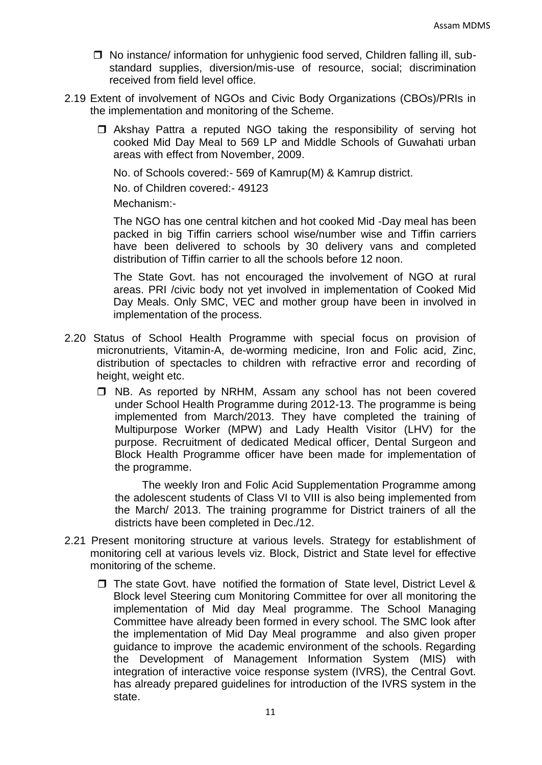- No instance/ information for unhygienic food served, Children falling ill, sub-standard supplies, diversion/mis-use of resource, social; discrimination received from field level office.

2.19 Extent of involvement of NGOs and Civic Body Organizations (CBOs)/PRIs in the implementation and monitoring of the Scheme.

- Akshay Pattra a reputed NGO taking the responsibility of serving hot cooked Mid Day Meal to 569 LP and Middle Schools of Guwahati urban areas with effect from November, 2009.

  No. of Schools covered:- 569 of Kamrup(M) & Kamrup district.

  No. of Children covered:- 49123

  Mechanism:-

  The NGO has one central kitchen and hot cooked Mid -Day meal has been packed in big Tiffin carriers school wise/number wise and Tiffin carriers have been delivered to schools by 30 delivery vans and completed distribution of Tiffin carrier to all the schools before 12 noon.

  The State Govt. has not encouraged the involvement of NGO at rural areas. PRI /civic body not yet involved in implementation of Cooked Mid Day Meals. Only SMC, VEC and mother group have been in involved in implementation of the process.

2.20 Status of School Health Programme with special focus on provision of micronutrients, Vitamin-A, de-worming medicine, Iron and Folic acid, Zinc, distribution of spectacles to children with refractive error and recording of height, weight etc.

- NB. As reported by NRHM, Assam any school has not been covered under School Health Programme during 2012-13. The programme is being implemented from March/2013. They have completed the training of Multipurpose Worker (MPW) and Lady Health Visitor (LHV) for the purpose. Recruitment of dedicated Medical officer, Dental Surgeon and Block Health Programme officer have been made for implementation of the programme.

  The weekly Iron and Folic Acid Supplementation Programme among the adolescent students of Class VI to VIII is also being implemented from the March/ 2013. The training programme for District trainers of all the districts have been completed in Dec./12.

2.21 Present monitoring structure at various levels. Strategy for establishment of monitoring cell at various levels viz. Block, District and State level for effective monitoring of the scheme.

- The state Govt. have notified the formation of State level, District Level & Block level Steering cum Monitoring Committee for over all monitoring the implementation of Mid day Meal programme. The School Managing Committee have already been formed in every school. The SMC look after the implementation of Mid Day Meal programme and also given proper guidance to improve the academic environment of the schools. Regarding the Development of Management Information System (MIS) with integration of interactive voice response system (IVRS), the Central Govt. has already prepared guidelines for introduction of the IVRS system in the state.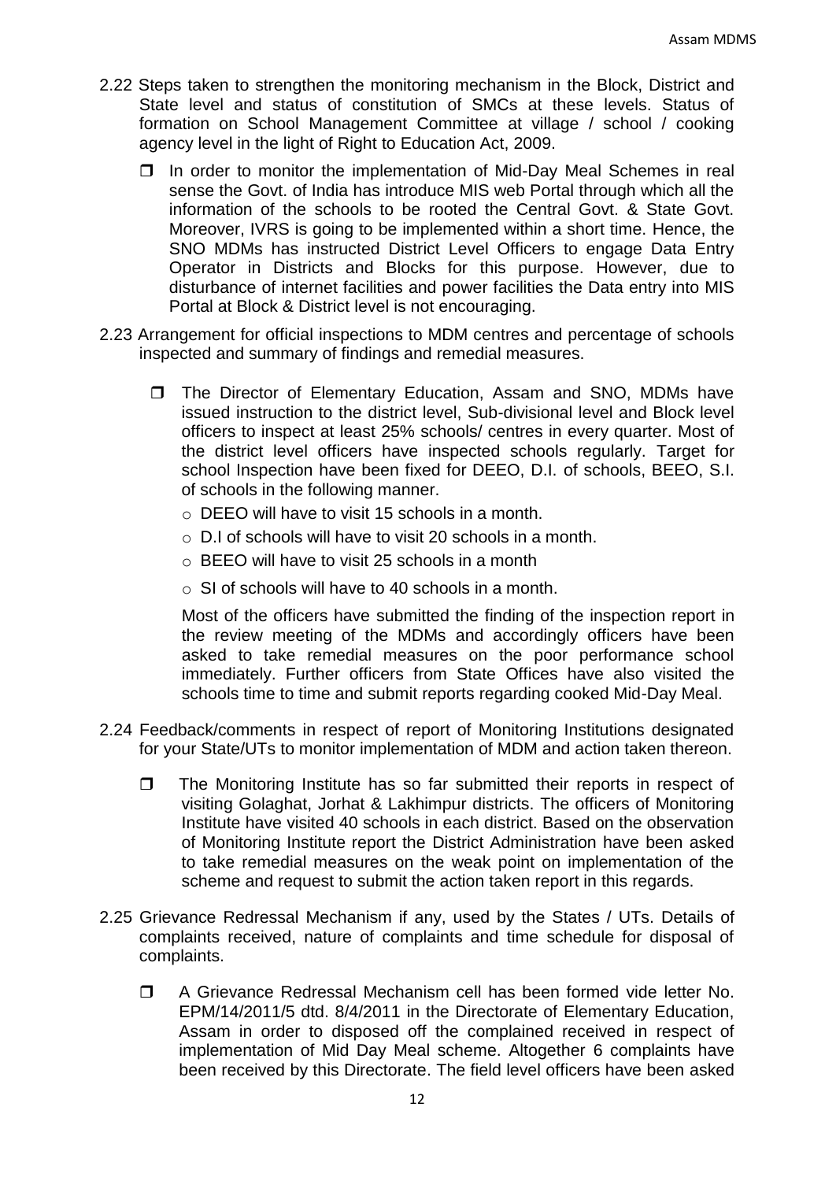2.22 Steps taken to strengthen the monitoring mechanism in the Block, District and State level and status of constitution of SMCs at these levels. Status of formation on School Management Committee at village / school / cooking agency level in the light of Right to Education Act, 2009.

- In order to monitor the implementation of Mid-Day Meal Schemes in real sense the Govt. of India has introduce MIS web Portal through which all the information of the schools to be rooted the Central Govt. & State Govt. Moreover, IVRS is going to be implemented within a short time. Hence, the SNO MDMs has instructed District Level Officers to engage Data Entry Operator in Districts and Blocks for this purpose. However, due to disturbance of internet facilities and power facilities the Data entry into MIS Portal at Block & District level is not encouraging.

2.23 Arrangement for official inspections to MDM centres and percentage of schools inspected and summary of findings and remedial measures.

- The Director of Elementary Education, Assam and SNO, MDMs have issued instruction to the district level, Sub-divisional level and Block level officers to inspect at least 25% schools/ centres in every quarter. Most of the district level officers have inspected schools regularly. Target for school Inspection have been fixed for DEEO, D.I. of schools, BEEO, S.I. of schools in the following manner.
  - DEEO will have to visit 15 schools in a month.
  - D.I of schools will have to visit 20 schools in a month.
  - BEEO will have to visit 25 schools in a month
  - SI of schools will have to 40 schools in a month.

  Most of the officers have submitted the finding of the inspection report in the review meeting of the MDMs and accordingly officers have been asked to take remedial measures on the poor performance school immediately. Further officers from State Offices have also visited the schools time to time and submit reports regarding cooked Mid-Day Meal.

2.24 Feedback/comments in respect of report of Monitoring Institutions designated for your State/UTs to monitor implementation of MDM and action taken thereon.

- The Monitoring Institute has so far submitted their reports in respect of visiting Golaghat, Jorhat & Lakhimpur districts. The officers of Monitoring Institute have visited 40 schools in each district. Based on the observation of Monitoring Institute report the District Administration have been asked to take remedial measures on the weak point on implementation of the scheme and request to submit the action taken report in this regards.

2.25 Grievance Redressal Mechanism if any, used by the States / UTs. Details of complaints received, nature of complaints and time schedule for disposal of complaints.

- A Grievance Redressal Mechanism cell has been formed vide letter No. EPM/14/2011/5 dtd. 8/4/2011 in the Directorate of Elementary Education, Assam in order to disposed off the complained received in respect of implementation of Mid Day Meal scheme. Altogether 6 complaints have been received by this Directorate. The field level officers have been asked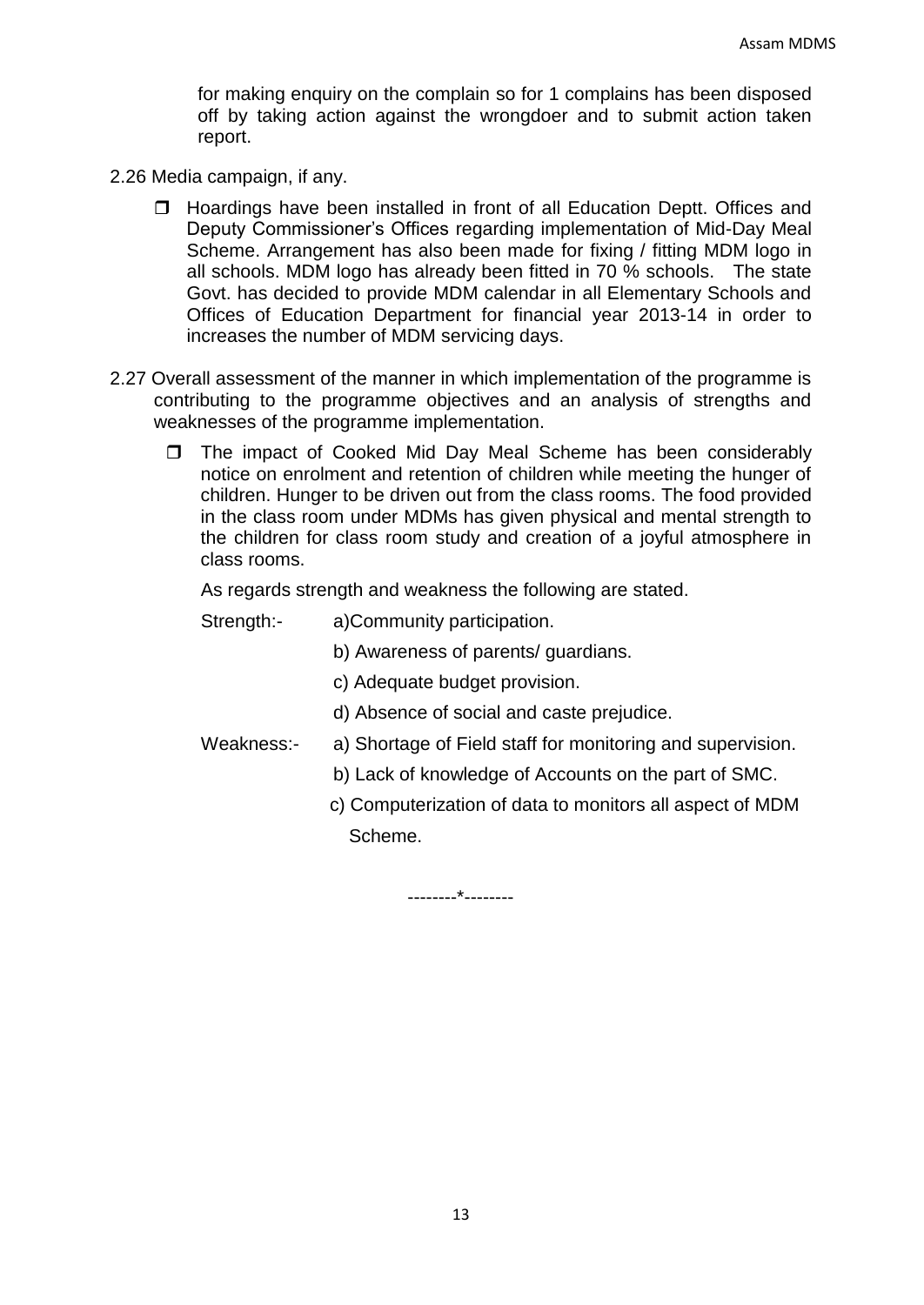for making enquiry on the complain so for 1 complains has been disposed off by taking action against the wrongdoer and to submit action taken report.

2.26 Media campaign, if any.

- Hoardings have been installed in front of all Education Deptt. Offices and Deputy Commissioner's Offices regarding implementation of Mid-Day Meal Scheme. Arrangement has also been made for fixing / fitting MDM logo in all schools. MDM logo has already been fitted in 70 % schools. The state Govt. has decided to provide MDM calendar in all Elementary Schools and Offices of Education Department for financial year 2013-14 in order to increases the number of MDM servicing days.

2.27 Overall assessment of the manner in which implementation of the programme is contributing to the programme objectives and an analysis of strengths and weaknesses of the programme implementation.

- The impact of Cooked Mid Day Meal Scheme has been considerably notice on enrolment and retention of children while meeting the hunger of children. Hunger to be driven out from the class rooms. The food provided in the class room under MDMs has given physical and mental strength to the children for class room study and creation of a joyful atmosphere in class rooms.

  As regards strength and weakness the following are stated.

  Strength:-
  a)Community participation.
  b) Awareness of parents/ guardians.
  c) Adequate budget provision.
  d) Absence of social and caste prejudice.

  Weakness:-
  a) Shortage of Field staff for monitoring and supervision.
  b) Lack of knowledge of Accounts on the part of SMC.
  c) Computerization of data to monitors all aspect of MDM Scheme.

--------*--------